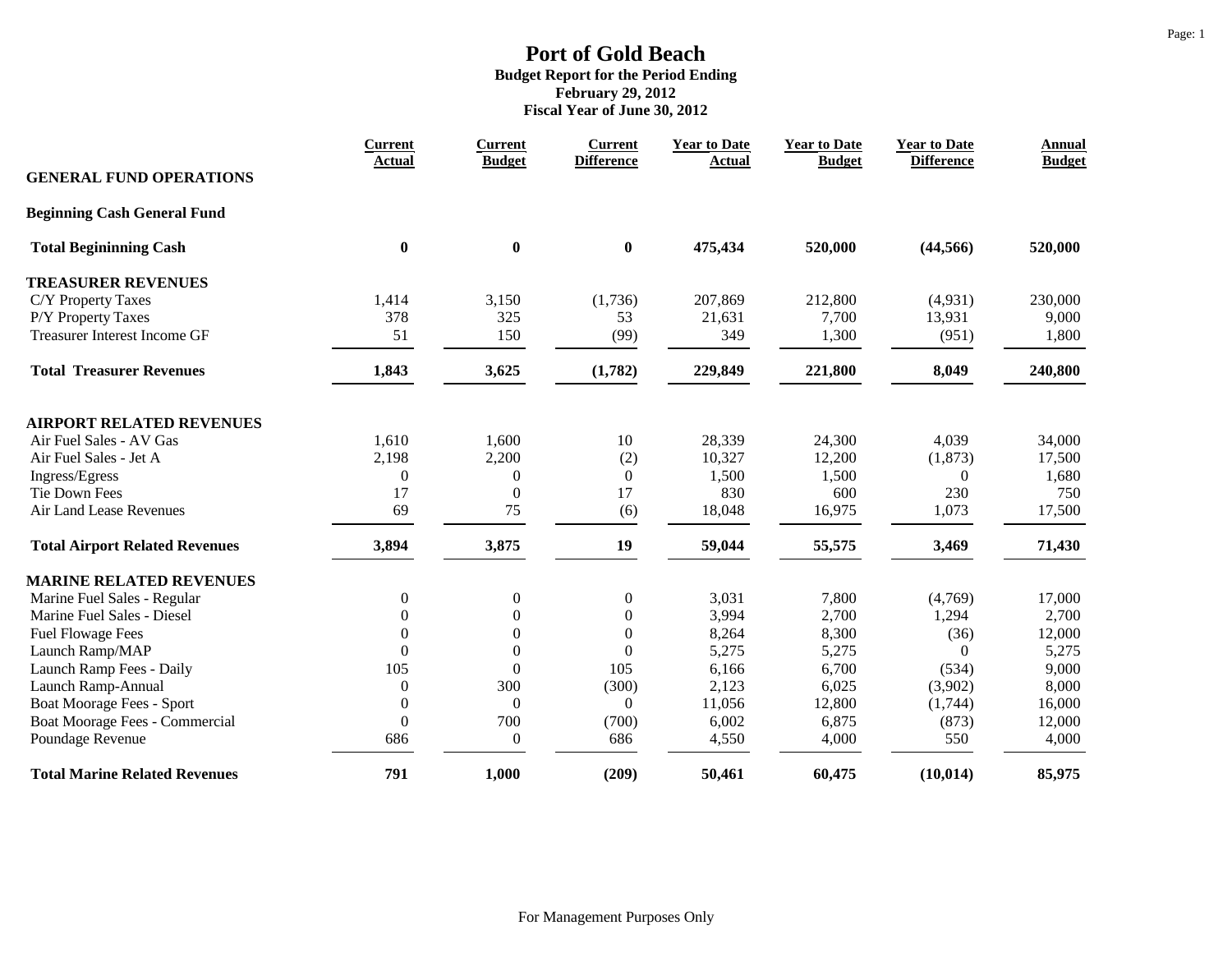# Port of Gold Beach

**Budget Report for the Period Ending**
**February 29, 2012**
**Fiscal Year of June 30, 2012**

| GENERAL FUND OPERATIONS | Current Actual | Current Budget | Current Difference | Year to Date Actual | Year to Date Budget | Year to Date Difference | Annual Budget |
|---|---|---|---|---|---|---|---|
| **Beginning Cash General Fund** | | | | | | | |
| **Total Begininning Cash** | **0** | **0** | **0** | **475,434** | **520,000** | **(44,566)** | **520,000** |
| **TREASURER REVENUES** | | | | | | | |
| C/Y Property Taxes | 1,414 | 3,150 | (1,736) | 207,869 | 212,800 | (4,931) | 230,000 |
| P/Y Property Taxes | 378 | 325 | 53 | 21,631 | 7,700 | 13,931 | 9,000 |
| Treasurer Interest Income GF | 51 | 150 | (99) | 349 | 1,300 | (951) | 1,800 |
| **Total Treasurer Revenues** | **1,843** | **3,625** | **(1,782)** | **229,849** | **221,800** | **8,049** | **240,800** |
| **AIRPORT RELATED REVENUES** | | | | | | | |
| Air Fuel Sales - AV Gas | 1,610 | 1,600 | 10 | 28,339 | 24,300 | 4,039 | 34,000 |
| Air Fuel Sales - Jet A | 2,198 | 2,200 | (2) | 10,327 | 12,200 | (1,873) | 17,500 |
| Ingress/Egress | 0 | 0 | 0 | 1,500 | 1,500 | 0 | 1,680 |
| Tie Down Fees | 17 | 0 | 17 | 830 | 600 | 230 | 750 |
| Air Land Lease Revenues | 69 | 75 | (6) | 18,048 | 16,975 | 1,073 | 17,500 |
| **Total Airport Related Revenues** | **3,894** | **3,875** | **19** | **59,044** | **55,575** | **3,469** | **71,430** |
| **MARINE RELATED REVENUES** | | | | | | | |
| Marine Fuel Sales - Regular | 0 | 0 | 0 | 3,031 | 7,800 | (4,769) | 17,000 |
| Marine Fuel Sales - Diesel | 0 | 0 | 0 | 3,994 | 2,700 | 1,294 | 2,700 |
| Fuel Flowage Fees | 0 | 0 | 0 | 8,264 | 8,300 | (36) | 12,000 |
| Launch Ramp/MAP | 0 | 0 | 0 | 5,275 | 5,275 | 0 | 5,275 |
| Launch Ramp Fees - Daily | 105 | 0 | 105 | 6,166 | 6,700 | (534) | 9,000 |
| Launch Ramp-Annual | 0 | 300 | (300) | 2,123 | 6,025 | (3,902) | 8,000 |
| Boat Moorage Fees - Sport | 0 | 0 | 0 | 11,056 | 12,800 | (1,744) | 16,000 |
| Boat Moorage Fees - Commercial | 0 | 700 | (700) | 6,002 | 6,875 | (873) | 12,000 |
| Poundage Revenue | 686 | 0 | 686 | 4,550 | 4,000 | 550 | 4,000 |
| **Total Marine Related Revenues** | **791** | **1,000** | **(209)** | **50,461** | **60,475** | **(10,014)** | **85,975** |

For Management Purposes Only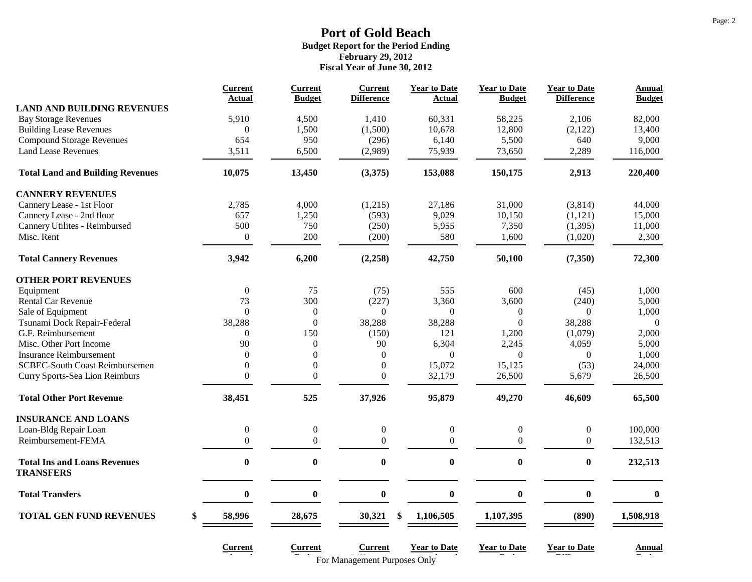# Port of Gold Beach

**Budget Report for the Period Ending**
**February 29, 2012**
**Fiscal Year of June 30, 2012**

| | Current Actual | Current Budget | Current Difference | Year to Date Actual | Year to Date Budget | Year to Date Difference | Annual Budget |
|---|---|---|---|---|---|---|---|
| **LAND AND BUILDING REVENUES** | | | | | | | |
| Bay Storage Revenues | 5,910 | 4,500 | 1,410 | 60,331 | 58,225 | 2,106 | 82,000 |
| Building Lease Revenues | 0 | 1,500 | (1,500) | 10,678 | 12,800 | (2,122) | 13,400 |
| Compound Storage Revenues | 654 | 950 | (296) | 6,140 | 5,500 | 640 | 9,000 |
| Land Lease Revenues | 3,511 | 6,500 | (2,989) | 75,939 | 73,650 | 2,289 | 116,000 |
| **Total Land and Building Revenues** | **10,075** | **13,450** | **(3,375)** | **153,088** | **150,175** | **2,913** | **220,400** |
| **CANNERY REVENUES** | | | | | | | |
| Cannery Lease - 1st Floor | 2,785 | 4,000 | (1,215) | 27,186 | 31,000 | (3,814) | 44,000 |
| Cannery Lease - 2nd floor | 657 | 1,250 | (593) | 9,029 | 10,150 | (1,121) | 15,000 |
| Cannery Utilites - Reimbursed | 500 | 750 | (250) | 5,955 | 7,350 | (1,395) | 11,000 |
| Misc. Rent | 0 | 200 | (200) | 580 | 1,600 | (1,020) | 2,300 |
| **Total Cannery Revenues** | **3,942** | **6,200** | **(2,258)** | **42,750** | **50,100** | **(7,350)** | **72,300** |
| **OTHER PORT REVENUES** | | | | | | | |
| Equipment | 0 | 75 | (75) | 555 | 600 | (45) | 1,000 |
| Rental Car Revenue | 73 | 300 | (227) | 3,360 | 3,600 | (240) | 5,000 |
| Sale of Equipment | 0 | 0 | 0 | 0 | 0 | 0 | 1,000 |
| Tsunami Dock Repair-Federal | 38,288 | 0 | 38,288 | 38,288 | 0 | 38,288 | 0 |
| G.F. Reimbursement | 0 | 150 | (150) | 121 | 1,200 | (1,079) | 2,000 |
| Misc. Other Port Income | 90 | 0 | 90 | 6,304 | 2,245 | 4,059 | 5,000 |
| Insurance Reimbursement | 0 | 0 | 0 | 0 | 0 | 0 | 1,000 |
| SCBEC-South Coast Reimbursemen | 0 | 0 | 0 | 15,072 | 15,125 | (53) | 24,000 |
| Curry Sports-Sea Lion Reimburs | 0 | 0 | 0 | 32,179 | 26,500 | 5,679 | 26,500 |
| **Total Other Port Revenue** | **38,451** | **525** | **37,926** | **95,879** | **49,270** | **46,609** | **65,500** |
| **INSURANCE AND LOANS** | | | | | | | |
| Loan-Bldg Repair Loan | 0 | 0 | 0 | 0 | 0 | 0 | 100,000 |
| Reimbursement-FEMA | 0 | 0 | 0 | 0 | 0 | 0 | 132,513 |
| **Total Ins and Loans Revenues** | **0** | **0** | **0** | **0** | **0** | **0** | **232,513** |
| **TRANSFERS** | | | | | | | |
| **Total Transfers** | **0** | **0** | **0** | **0** | **0** | **0** | **0** |
| **TOTAL GEN FUND REVENUES** | **$ 58,996** | **28,675** | **30,321** | **$ 1,106,505** | **1,107,395** | **(890)** | **1,508,918** |

For Management Purposes Only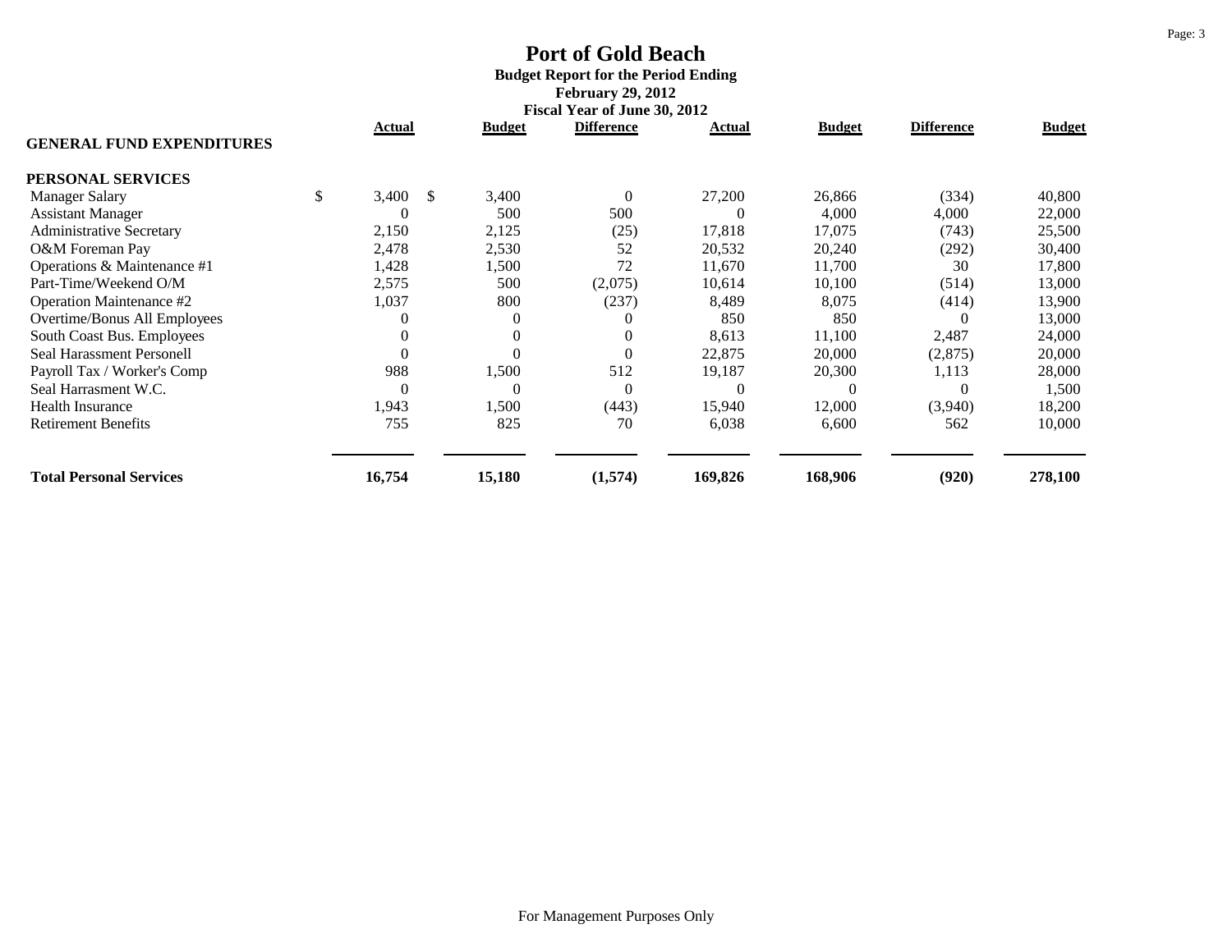# Port of Gold Beach

**Budget Report for the Period Ending**
**February 29, 2012**
**Fiscal Year of June 30, 2012**

| GENERAL FUND EXPENDITURES | Actual | Budget | Difference | Actual | Budget | Difference | Budget |
|---|---|---|---|---|---|---|---|
| **PERSONAL SERVICES** | | | | | | | |
| Manager Salary | $ 3,400 | $ 3,400 | 0 | 27,200 | 26,866 | (334) | 40,800 |
| Assistant Manager | 0 | 500 | 500 | 0 | 4,000 | 4,000 | 22,000 |
| Administrative Secretary | 2,150 | 2,125 | (25) | 17,818 | 17,075 | (743) | 25,500 |
| O&M Foreman Pay | 2,478 | 2,530 | 52 | 20,532 | 20,240 | (292) | 30,400 |
| Operations & Maintenance #1 | 1,428 | 1,500 | 72 | 11,670 | 11,700 | 30 | 17,800 |
| Part-Time/Weekend O/M | 2,575 | 500 | (2,075) | 10,614 | 10,100 | (514) | 13,000 |
| Operation Maintenance #2 | 1,037 | 800 | (237) | 8,489 | 8,075 | (414) | 13,900 |
| Overtime/Bonus All Employees | 0 | 0 | 0 | 850 | 850 | 0 | 13,000 |
| South Coast Bus. Employees | 0 | 0 | 0 | 8,613 | 11,100 | 2,487 | 24,000 |
| Seal Harassment Personell | 0 | 0 | 0 | 22,875 | 20,000 | (2,875) | 20,000 |
| Payroll Tax / Worker's Comp | 988 | 1,500 | 512 | 19,187 | 20,300 | 1,113 | 28,000 |
| Seal Harrasment W.C. | 0 | 0 | 0 | 0 | 0 | 0 | 1,500 |
| Health Insurance | 1,943 | 1,500 | (443) | 15,940 | 12,000 | (3,940) | 18,200 |
| Retirement Benefits | 755 | 825 | 70 | 6,038 | 6,600 | 562 | 10,000 |
| **Total Personal Services** | **16,754** | **15,180** | **(1,574)** | **169,826** | **168,906** | **(920)** | **278,100** |

For Management Purposes Only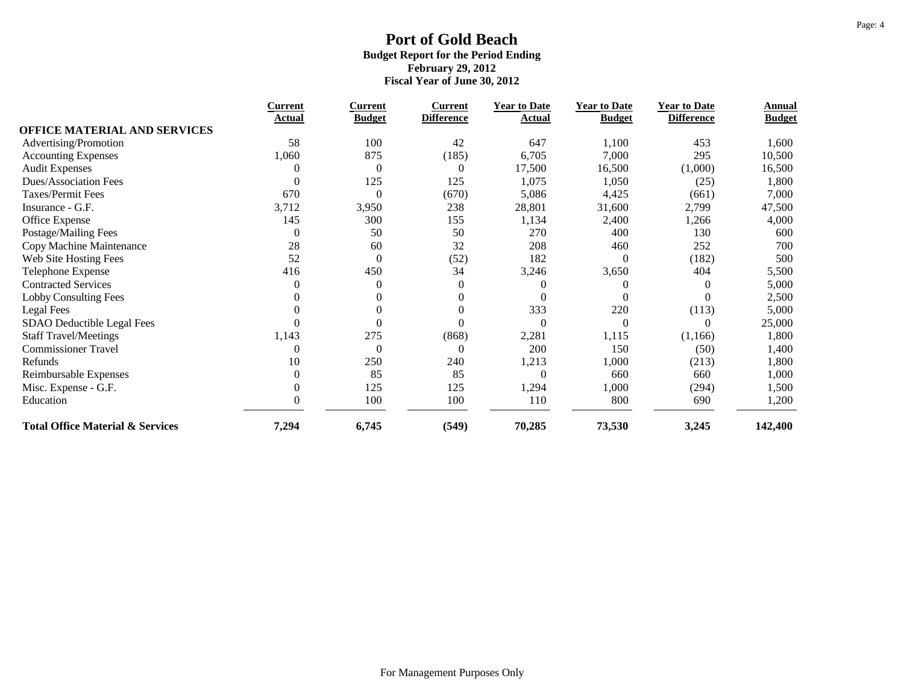# Port of Gold Beach

**Budget Report for the Period Ending**
**February 29, 2012**
**Fiscal Year of June 30, 2012**

| | Current Actual | Current Budget | Current Difference | Year to Date Actual | Year to Date Budget | Year to Date Difference | Annual Budget |
|---|---|---|---|---|---|---|---|
| **OFFICE MATERIAL AND SERVICES** | | | | | | | |
| Advertising/Promotion | 58 | 100 | 42 | 647 | 1,100 | 453 | 1,600 |
| Accounting Expenses | 1,060 | 875 | (185) | 6,705 | 7,000 | 295 | 10,500 |
| Audit Expenses | 0 | 0 | 0 | 17,500 | 16,500 | (1,000) | 16,500 |
| Dues/Association Fees | 0 | 125 | 125 | 1,075 | 1,050 | (25) | 1,800 |
| Taxes/Permit Fees | 670 | 0 | (670) | 5,086 | 4,425 | (661) | 7,000 |
| Insurance - G.F. | 3,712 | 3,950 | 238 | 28,801 | 31,600 | 2,799 | 47,500 |
| Office Expense | 145 | 300 | 155 | 1,134 | 2,400 | 1,266 | 4,000 |
| Postage/Mailing Fees | 0 | 50 | 50 | 270 | 400 | 130 | 600 |
| Copy Machine Maintenance | 28 | 60 | 32 | 208 | 460 | 252 | 700 |
| Web Site Hosting Fees | 52 | 0 | (52) | 182 | 0 | (182) | 500 |
| Telephone Expense | 416 | 450 | 34 | 3,246 | 3,650 | 404 | 5,500 |
| Contracted Services | 0 | 0 | 0 | 0 | 0 | 0 | 5,000 |
| Lobby Consulting Fees | 0 | 0 | 0 | 0 | 0 | 0 | 2,500 |
| Legal Fees | 0 | 0 | 0 | 333 | 220 | (113) | 5,000 |
| SDAO Deductible Legal Fees | 0 | 0 | 0 | 0 | 0 | 0 | 25,000 |
| Staff Travel/Meetings | 1,143 | 275 | (868) | 2,281 | 1,115 | (1,166) | 1,800 |
| Commissioner Travel | 0 | 0 | 0 | 200 | 150 | (50) | 1,400 |
| Refunds | 10 | 250 | 240 | 1,213 | 1,000 | (213) | 1,800 |
| Reimbursable Expenses | 0 | 85 | 85 | 0 | 660 | 660 | 1,000 |
| Misc. Expense - G.F. | 0 | 125 | 125 | 1,294 | 1,000 | (294) | 1,500 |
| Education | 0 | 100 | 100 | 110 | 800 | 690 | 1,200 |
| **Total Office Material & Services** | **7,294** | **6,745** | **(549)** | **70,285** | **73,530** | **3,245** | **142,400** |

For Management Purposes Only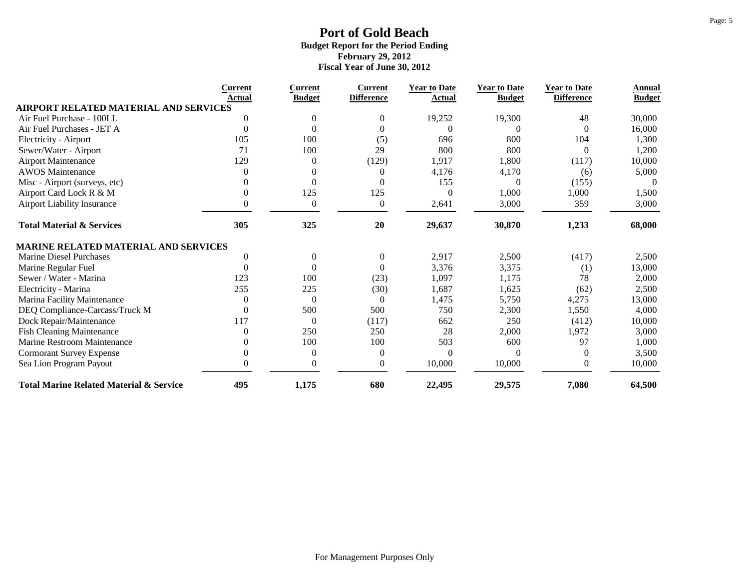# Port of Gold Beach

**Budget Report for the Period Ending**
**February 29, 2012**
**Fiscal Year of June 30, 2012**

| | Current Actual | Current Budget | Current Difference | Year to Date Actual | Year to Date Budget | Year to Date Difference | Annual Budget |
|---|---|---|---|---|---|---|---|
| **AIRPORT RELATED MATERIAL AND SERVICES** | | | | | | | |
| Air Fuel Purchase - 100LL | 0 | 0 | 0 | 19,252 | 19,300 | 48 | 30,000 |
| Air Fuel Purchases - JET A | 0 | 0 | 0 | 0 | 0 | 0 | 16,000 |
| Electricity - Airport | 105 | 100 | (5) | 696 | 800 | 104 | 1,300 |
| Sewer/Water - Airport | 71 | 100 | 29 | 800 | 800 | 0 | 1,200 |
| Airport Maintenance | 129 | 0 | (129) | 1,917 | 1,800 | (117) | 10,000 |
| AWOS Maintenance | 0 | 0 | 0 | 4,176 | 4,170 | (6) | 5,000 |
| Misc - Airport (surveys, etc) | 0 | 0 | 0 | 155 | 0 | (155) | 0 |
| Airport Card Lock R & M | 0 | 125 | 125 | 0 | 1,000 | 1,000 | 1,500 |
| Airport Liability Insurance | 0 | 0 | 0 | 2,641 | 3,000 | 359 | 3,000 |
| **Total Material & Services** | **305** | **325** | **20** | **29,637** | **30,870** | **1,233** | **68,000** |
| **MARINE RELATED MATERIAL AND SERVICES** | | | | | | | |
| Marine Diesel Purchases | 0 | 0 | 0 | 2,917 | 2,500 | (417) | 2,500 |
| Marine Regular Fuel | 0 | 0 | 0 | 3,376 | 3,375 | (1) | 13,000 |
| Sewer / Water - Marina | 123 | 100 | (23) | 1,097 | 1,175 | 78 | 2,000 |
| Electricity - Marina | 255 | 225 | (30) | 1,687 | 1,625 | (62) | 2,500 |
| Marina Facility Maintenance | 0 | 0 | 0 | 1,475 | 5,750 | 4,275 | 13,000 |
| DEQ Compliance-Carcass/Truck M | 0 | 500 | 500 | 750 | 2,300 | 1,550 | 4,000 |
| Dock Repair/Maintenance | 117 | 0 | (117) | 662 | 250 | (412) | 10,000 |
| Fish Cleaning Maintenance | 0 | 250 | 250 | 28 | 2,000 | 1,972 | 3,000 |
| Marine Restroom Maintenance | 0 | 100 | 100 | 503 | 600 | 97 | 1,000 |
| Cormorant Survey Expense | 0 | 0 | 0 | 0 | 0 | 0 | 3,500 |
| Sea Lion Program Payout | 0 | 0 | 0 | 10,000 | 10,000 | 0 | 10,000 |
| **Total Marine Related Material & Service** | **495** | **1,175** | **680** | **22,495** | **29,575** | **7,080** | **64,500** |

For Management Purposes Only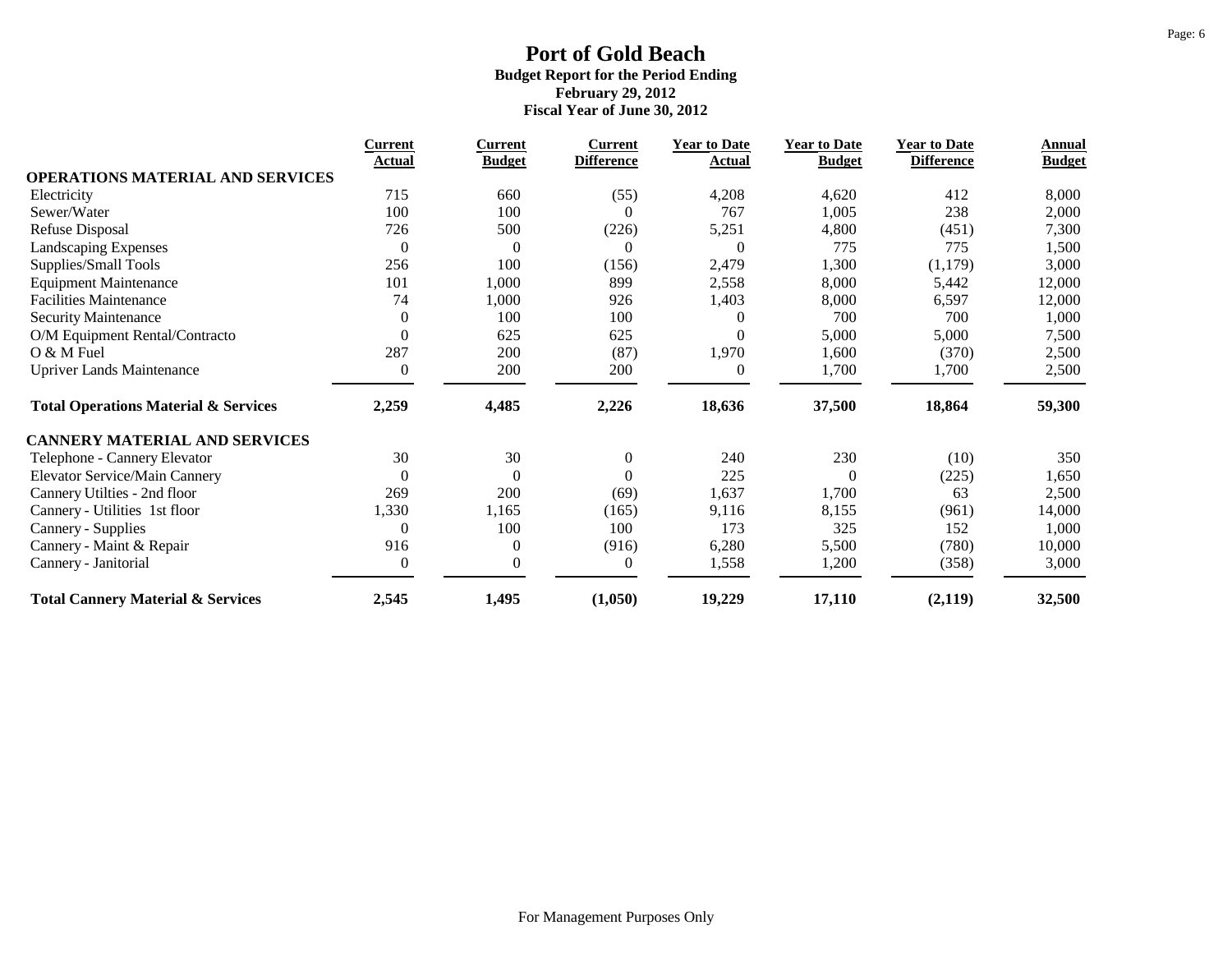# Port of Gold Beach

**Budget Report for the Period Ending**
**February 29, 2012**
**Fiscal Year of June 30, 2012**

| | Current Actual | Current Budget | Current Difference | Year to Date Actual | Year to Date Budget | Year to Date Difference | Annual Budget |
|---|---|---|---|---|---|---|---|
| **OPERATIONS MATERIAL AND SERVICES** | | | | | | | |
| Electricity | 715 | 660 | (55) | 4,208 | 4,620 | 412 | 8,000 |
| Sewer/Water | 100 | 100 | 0 | 767 | 1,005 | 238 | 2,000 |
| Refuse Disposal | 726 | 500 | (226) | 5,251 | 4,800 | (451) | 7,300 |
| Landscaping Expenses | 0 | 0 | 0 | 0 | 775 | 775 | 1,500 |
| Supplies/Small Tools | 256 | 100 | (156) | 2,479 | 1,300 | (1,179) | 3,000 |
| Equipment Maintenance | 101 | 1,000 | 899 | 2,558 | 8,000 | 5,442 | 12,000 |
| Facilities Maintenance | 74 | 1,000 | 926 | 1,403 | 8,000 | 6,597 | 12,000 |
| Security Maintenance | 0 | 100 | 100 | 0 | 700 | 700 | 1,000 |
| O/M Equipment Rental/Contracto | 0 | 625 | 625 | 0 | 5,000 | 5,000 | 7,500 |
| O & M Fuel | 287 | 200 | (87) | 1,970 | 1,600 | (370) | 2,500 |
| Upriver Lands Maintenance | 0 | 200 | 200 | 0 | 1,700 | 1,700 | 2,500 |
| **Total Operations Material & Services** | **2,259** | **4,485** | **2,226** | **18,636** | **37,500** | **18,864** | **59,300** |
| **CANNERY MATERIAL AND SERVICES** | | | | | | | |
| Telephone - Cannery Elevator | 30 | 30 | 0 | 240 | 230 | (10) | 350 |
| Elevator Service/Main Cannery | 0 | 0 | 0 | 225 | 0 | (225) | 1,650 |
| Cannery Utilties - 2nd floor | 269 | 200 | (69) | 1,637 | 1,700 | 63 | 2,500 |
| Cannery - Utilities 1st floor | 1,330 | 1,165 | (165) | 9,116 | 8,155 | (961) | 14,000 |
| Cannery - Supplies | 0 | 100 | 100 | 173 | 325 | 152 | 1,000 |
| Cannery - Maint & Repair | 916 | 0 | (916) | 6,280 | 5,500 | (780) | 10,000 |
| Cannery - Janitorial | 0 | 0 | 0 | 1,558 | 1,200 | (358) | 3,000 |
| **Total Cannery Material & Services** | **2,545** | **1,495** | **(1,050)** | **19,229** | **17,110** | **(2,119)** | **32,500** |

For Management Purposes Only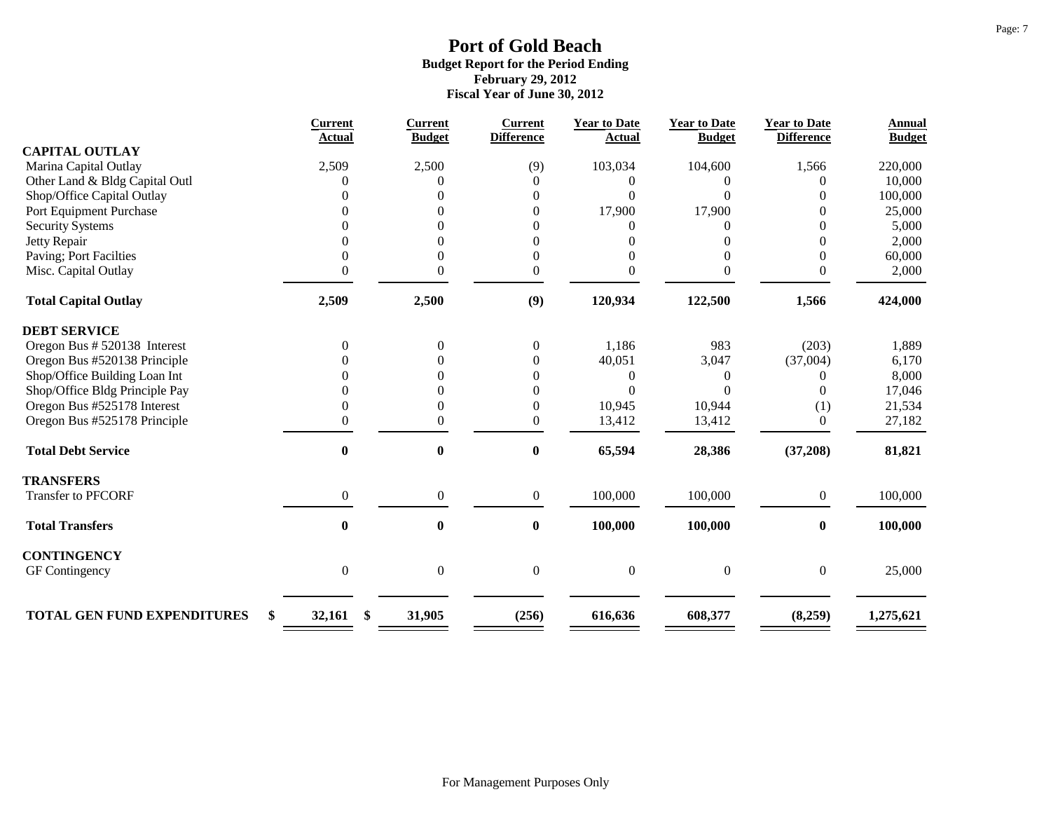# Port of Gold Beach

**Budget Report for the Period Ending**
**February 29, 2012**
**Fiscal Year of June 30, 2012**

| | Current Actual | Current Budget | Current Difference | Year to Date Actual | Year to Date Budget | Year to Date Difference | Annual Budget |
|---|---|---|---|---|---|---|---|
| **CAPITAL OUTLAY** | | | | | | | |
| Marina Capital Outlay | 2,509 | 2,500 | (9) | 103,034 | 104,600 | 1,566 | 220,000 |
| Other Land & Bldg Capital Outl | 0 | 0 | 0 | 0 | 0 | 0 | 10,000 |
| Shop/Office Capital Outlay | 0 | 0 | 0 | 0 | 0 | 0 | 100,000 |
| Port Equipment Purchase | 0 | 0 | 0 | 17,900 | 17,900 | 0 | 25,000 |
| Security Systems | 0 | 0 | 0 | 0 | 0 | 0 | 5,000 |
| Jetty Repair | 0 | 0 | 0 | 0 | 0 | 0 | 2,000 |
| Paving; Port Facilties | 0 | 0 | 0 | 0 | 0 | 0 | 60,000 |
| Misc. Capital Outlay | 0 | 0 | 0 | 0 | 0 | 0 | 2,000 |
| **Total Capital Outlay** | **2,509** | **2,500** | **(9)** | **120,934** | **122,500** | **1,566** | **424,000** |
| **DEBT SERVICE** | | | | | | | |
| Oregon Bus # 520138 Interest | 0 | 0 | 0 | 1,186 | 983 | (203) | 1,889 |
| Oregon Bus #520138 Principle | 0 | 0 | 0 | 40,051 | 3,047 | (37,004) | 6,170 |
| Shop/Office Building Loan Int | 0 | 0 | 0 | 0 | 0 | 0 | 8,000 |
| Shop/Office Bldg Principle Pay | 0 | 0 | 0 | 0 | 0 | 0 | 17,046 |
| Oregon Bus #525178 Interest | 0 | 0 | 0 | 10,945 | 10,944 | (1) | 21,534 |
| Oregon Bus #525178 Principle | 0 | 0 | 0 | 13,412 | 13,412 | 0 | 27,182 |
| **Total Debt Service** | **0** | **0** | **0** | **65,594** | **28,386** | **(37,208)** | **81,821** |
| **TRANSFERS** | | | | | | | |
| Transfer to PFCORF | 0 | 0 | 0 | 100,000 | 100,000 | 0 | 100,000 |
| **Total Transfers** | **0** | **0** | **0** | **100,000** | **100,000** | **0** | **100,000** |
| **CONTINGENCY** | | | | | | | |
| GF Contingency | 0 | 0 | 0 | 0 | 0 | 0 | 25,000 |
| **TOTAL GEN FUND EXPENDITURES** | **$ 32,161** | **$ 31,905** | **(256)** | **616,636** | **608,377** | **(8,259)** | **1,275,621** |

For Management Purposes Only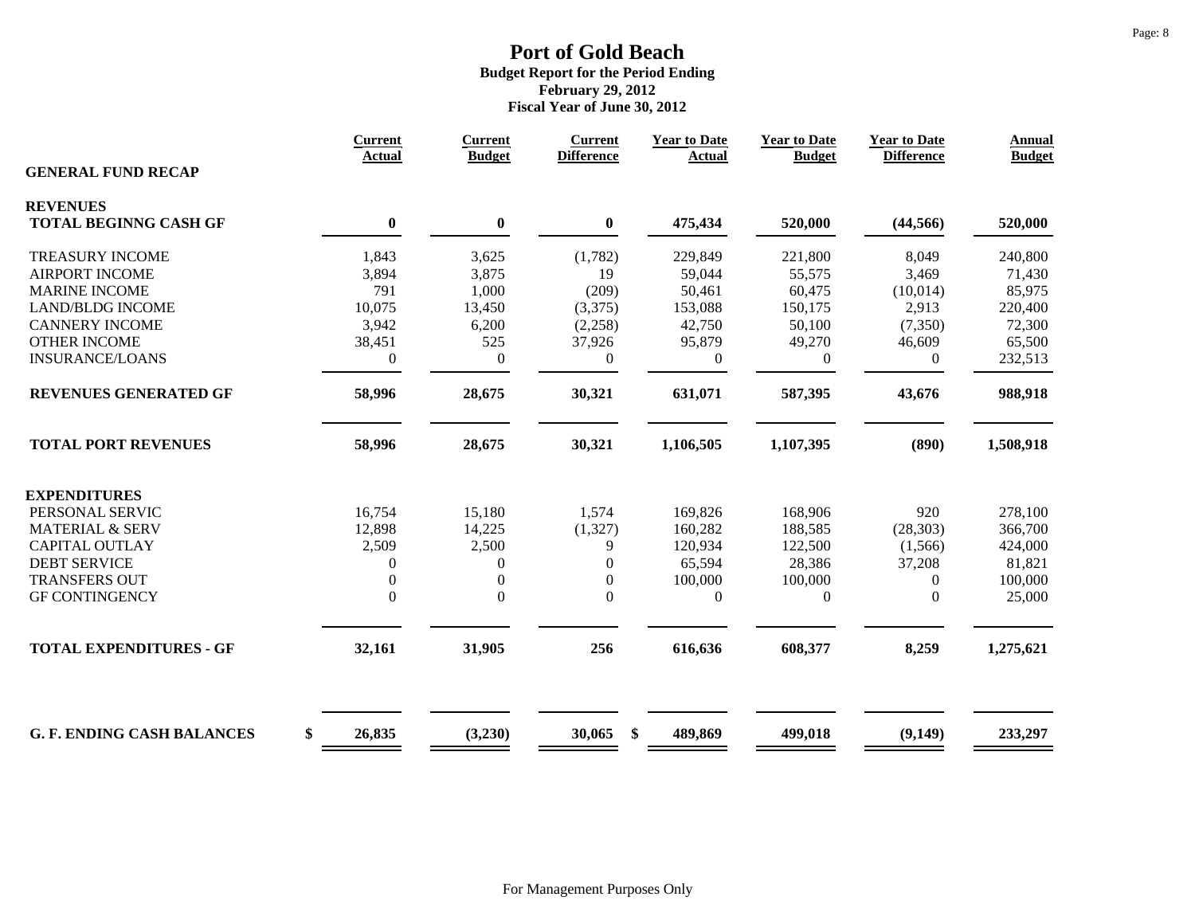# Port of Gold Beach

**Budget Report for the Period Ending**
**February 29, 2012**
**Fiscal Year of June 30, 2012**

| GENERAL FUND RECAP | Current Actual | Current Budget | Current Difference | Year to Date Actual | Year to Date Budget | Year to Date Difference | Annual Budget |
|---|---|---|---|---|---|---|---|
| **REVENUES** | | | | | | | |
| **TOTAL BEGINNG CASH GF** | **0** | **0** | **0** | **475,434** | **520,000** | **(44,566)** | **520,000** |
| TREASURY INCOME | 1,843 | 3,625 | (1,782) | 229,849 | 221,800 | 8,049 | 240,800 |
| AIRPORT INCOME | 3,894 | 3,875 | 19 | 59,044 | 55,575 | 3,469 | 71,430 |
| MARINE INCOME | 791 | 1,000 | (209) | 50,461 | 60,475 | (10,014) | 85,975 |
| LAND/BLDG INCOME | 10,075 | 13,450 | (3,375) | 153,088 | 150,175 | 2,913 | 220,400 |
| CANNERY INCOME | 3,942 | 6,200 | (2,258) | 42,750 | 50,100 | (7,350) | 72,300 |
| OTHER INCOME | 38,451 | 525 | 37,926 | 95,879 | 49,270 | 46,609 | 65,500 |
| INSURANCE/LOANS | 0 | 0 | 0 | 0 | 0 | 0 | 232,513 |
| **REVENUES GENERATED GF** | **58,996** | **28,675** | **30,321** | **631,071** | **587,395** | **43,676** | **988,918** |
| **TOTAL PORT REVENUES** | **58,996** | **28,675** | **30,321** | **1,106,505** | **1,107,395** | **(890)** | **1,508,918** |
| **EXPENDITURES** | | | | | | | |
| PERSONAL SERVIC | 16,754 | 15,180 | 1,574 | 169,826 | 168,906 | 920 | 278,100 |
| MATERIAL & SERV | 12,898 | 14,225 | (1,327) | 160,282 | 188,585 | (28,303) | 366,700 |
| CAPITAL OUTLAY | 2,509 | 2,500 | 9 | 120,934 | 122,500 | (1,566) | 424,000 |
| DEBT SERVICE | 0 | 0 | 0 | 65,594 | 28,386 | 37,208 | 81,821 |
| TRANSFERS OUT | 0 | 0 | 0 | 100,000 | 100,000 | 0 | 100,000 |
| GF CONTINGENCY | 0 | 0 | 0 | 0 | 0 | 0 | 25,000 |
| **TOTAL EXPENDITURES - GF** | **32,161** | **31,905** | **256** | **616,636** | **608,377** | **8,259** | **1,275,621** |
| **G. F. ENDING CASH BALANCES** | **$ 26,835** | **(3,230)** | **30,065** | **$ 489,869** | **499,018** | **(9,149)** | **233,297** |

For Management Purposes Only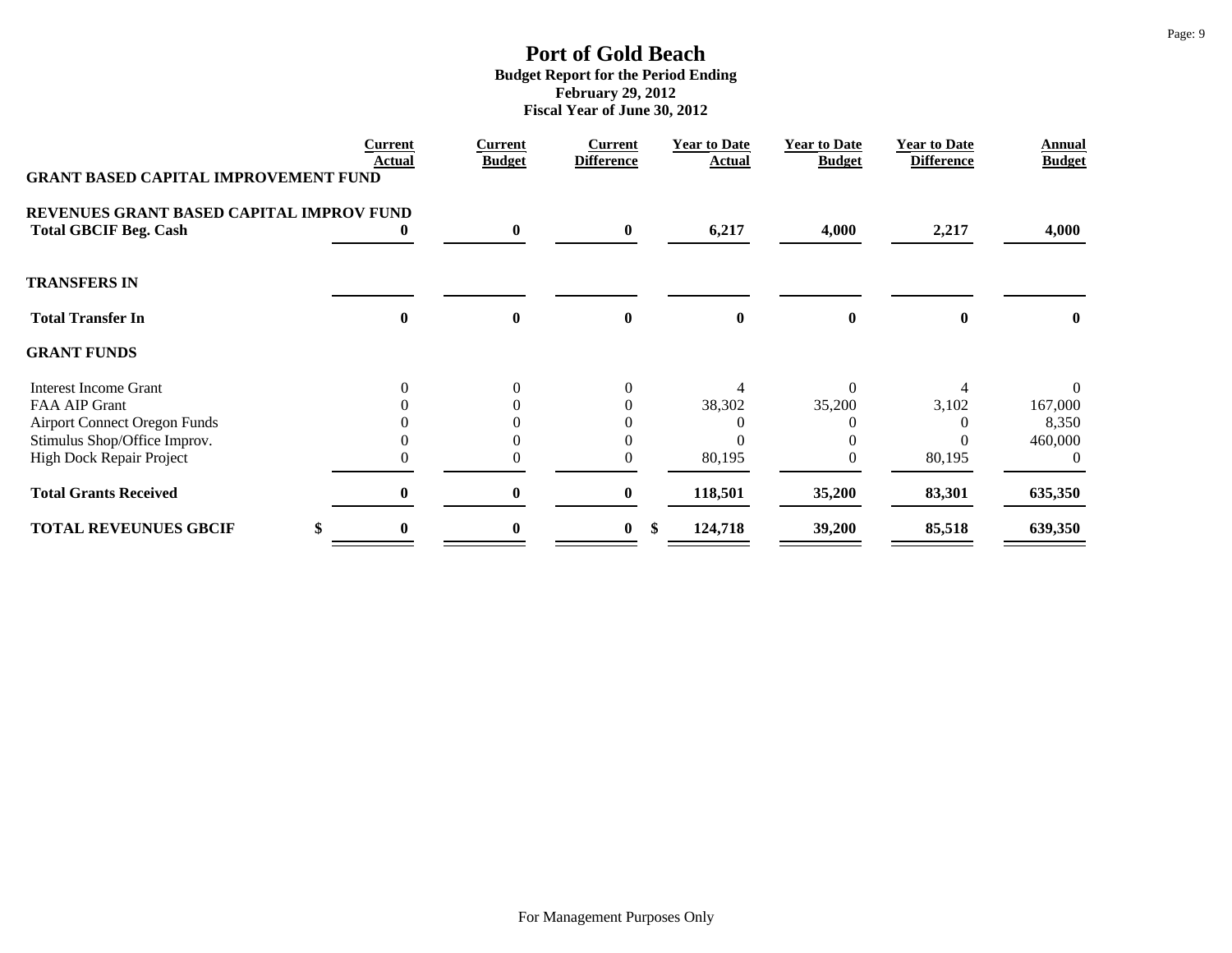# Port of Gold Beach

**Budget Report for the Period Ending**
**February 29, 2012**
**Fiscal Year of June 30, 2012**

| | Current Actual | Current Budget | Current Difference | Year to Date Actual | Year to Date Budget | Year to Date Difference | Annual Budget |
|---|---|---|---|---|---|---|---|
| **GRANT BASED CAPITAL IMPROVEMENT FUND** | | | | | | | |
| **REVENUES GRANT BASED CAPITAL IMPROV FUND** | | | | | | | |
| **Total GBCIF Beg. Cash** | **0** | **0** | **0** | **6,217** | **4,000** | **2,217** | **4,000** |
| **TRANSFERS IN** | | | | | | | |
| **Total Transfer In** | **0** | **0** | **0** | **0** | **0** | **0** | **0** |
| **GRANT FUNDS** | | | | | | | |
| Interest Income Grant | 0 | 0 | 0 | 4 | 0 | 4 | 0 |
| FAA AIP Grant | 0 | 0 | 0 | 38,302 | 35,200 | 3,102 | 167,000 |
| Airport Connect Oregon Funds | 0 | 0 | 0 | 0 | 0 | 0 | 8,350 |
| Stimulus Shop/Office Improv. | 0 | 0 | 0 | 0 | 0 | 0 | 460,000 |
| High Dock Repair Project | 0 | 0 | 0 | 80,195 | 0 | 80,195 | 0 |
| **Total Grants Received** | **0** | **0** | **0** | **118,501** | **35,200** | **83,301** | **635,350** |
| **TOTAL REVEUNUES GBCIF** | **$ 0** | **0** | **0** | **$ 124,718** | **39,200** | **85,518** | **639,350** |

For Management Purposes Only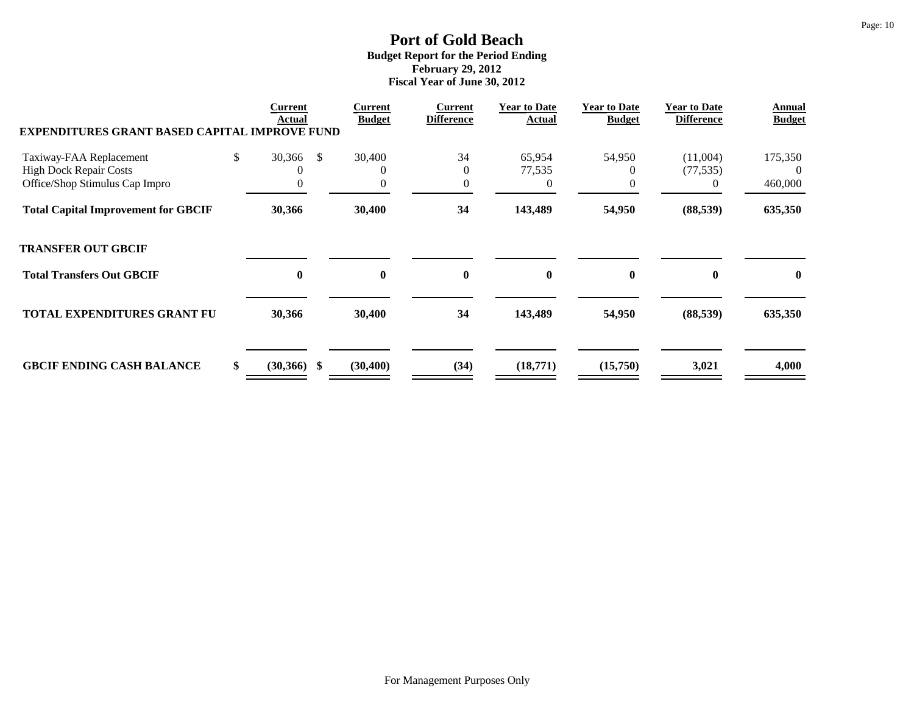# Port of Gold Beach

**Budget Report for the Period Ending**
**February 29, 2012**
**Fiscal Year of June 30, 2012**

| | Current Actual | Current Budget | Current Difference | Year to Date Actual | Year to Date Budget | Year to Date Difference | Annual Budget |
|---|---|---|---|---|---|---|---|
| **EXPENDITURES GRANT BASED CAPITAL IMPROVE FUND** | | | | | | | |
| Taxiway-FAA Replacement | $ 30,366 | $ 30,400 | 34 | 65,954 | 54,950 | (11,004) | 175,350 |
| High Dock Repair Costs | 0 | 0 | 0 | 77,535 | 0 | (77,535) | 0 |
| Office/Shop Stimulus Cap Impro | 0 | 0 | 0 | 0 | 0 | 0 | 460,000 |
| **Total Capital Improvement for GBCIF** | **30,366** | **30,400** | **34** | **143,489** | **54,950** | **(88,539)** | **635,350** |
| **TRANSFER OUT GBCIF** | | | | | | | |
| **Total Transfers Out GBCIF** | **0** | **0** | **0** | **0** | **0** | **0** | **0** |
| **TOTAL EXPENDITURES GRANT FU** | **30,366** | **30,400** | **34** | **143,489** | **54,950** | **(88,539)** | **635,350** |
| **GBCIF ENDING CASH BALANCE** | **$ (30,366)** | **$ (30,400)** | **(34)** | **(18,771)** | **(15,750)** | **3,021** | **4,000** |

For Management Purposes Only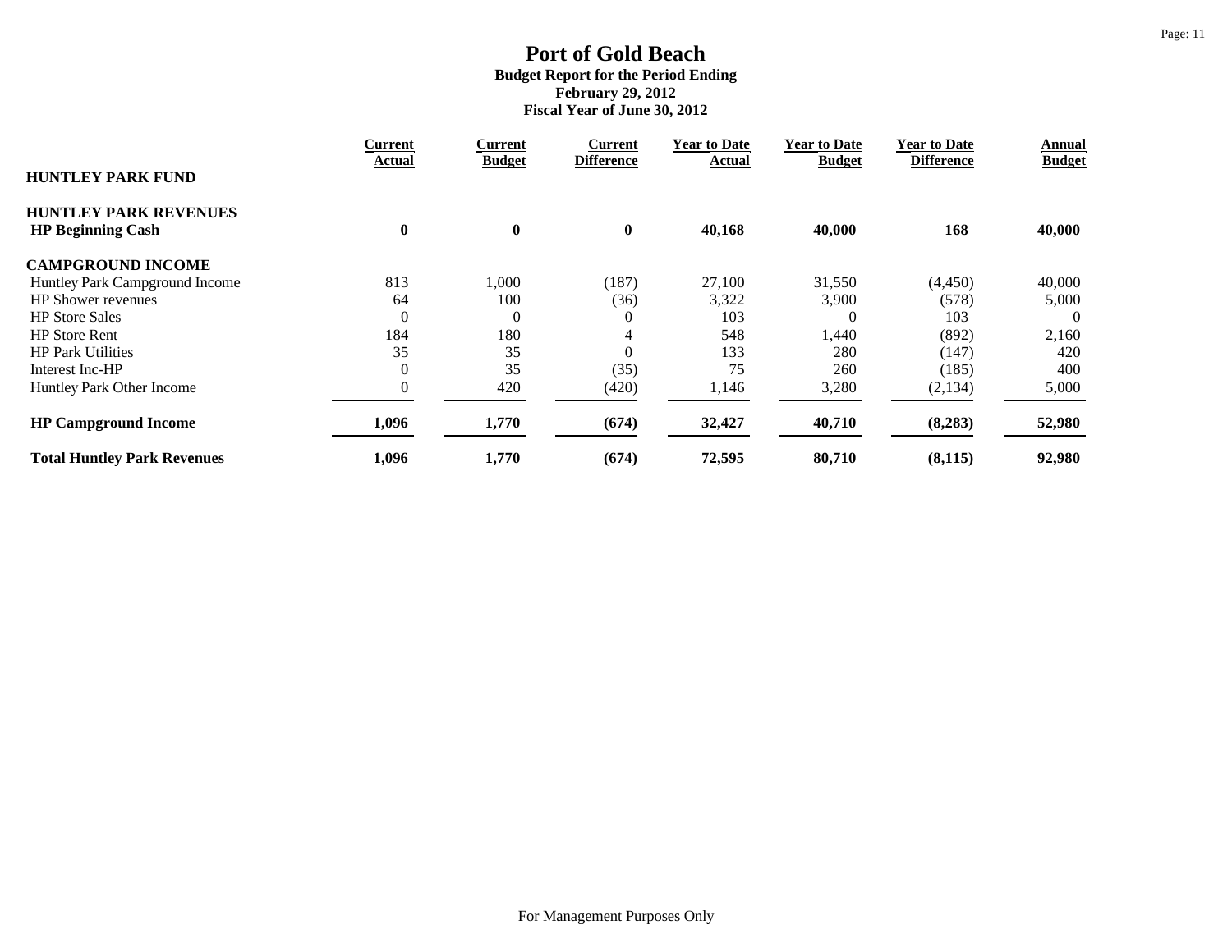# Port of Gold Beach

**Budget Report for the Period Ending**
**February 29, 2012**
**Fiscal Year of June 30, 2012**

| HUNTLEY PARK FUND | Current Actual | Current Budget | Current Difference | Year to Date Actual | Year to Date Budget | Year to Date Difference | Annual Budget |
|---|---|---|---|---|---|---|---|
| **HUNTLEY PARK REVENUES** | | | | | | | |
| **HP Beginning Cash** | **0** | **0** | **0** | **40,168** | **40,000** | **168** | **40,000** |
| **CAMPGROUND INCOME** | | | | | | | |
| Huntley Park Campground Income | 813 | 1,000 | (187) | 27,100 | 31,550 | (4,450) | 40,000 |
| HP Shower revenues | 64 | 100 | (36) | 3,322 | 3,900 | (578) | 5,000 |
| HP Store Sales | 0 | 0 | 0 | 103 | 0 | 103 | 0 |
| HP Store Rent | 184 | 180 | 4 | 548 | 1,440 | (892) | 2,160 |
| HP Park Utilities | 35 | 35 | 0 | 133 | 280 | (147) | 420 |
| Interest Inc-HP | 0 | 35 | (35) | 75 | 260 | (185) | 400 |
| Huntley Park Other Income | 0 | 420 | (420) | 1,146 | 3,280 | (2,134) | 5,000 |
| **HP Campground Income** | **1,096** | **1,770** | **(674)** | **32,427** | **40,710** | **(8,283)** | **52,980** |
| **Total Huntley Park Revenues** | **1,096** | **1,770** | **(674)** | **72,595** | **80,710** | **(8,115)** | **92,980** |

For Management Purposes Only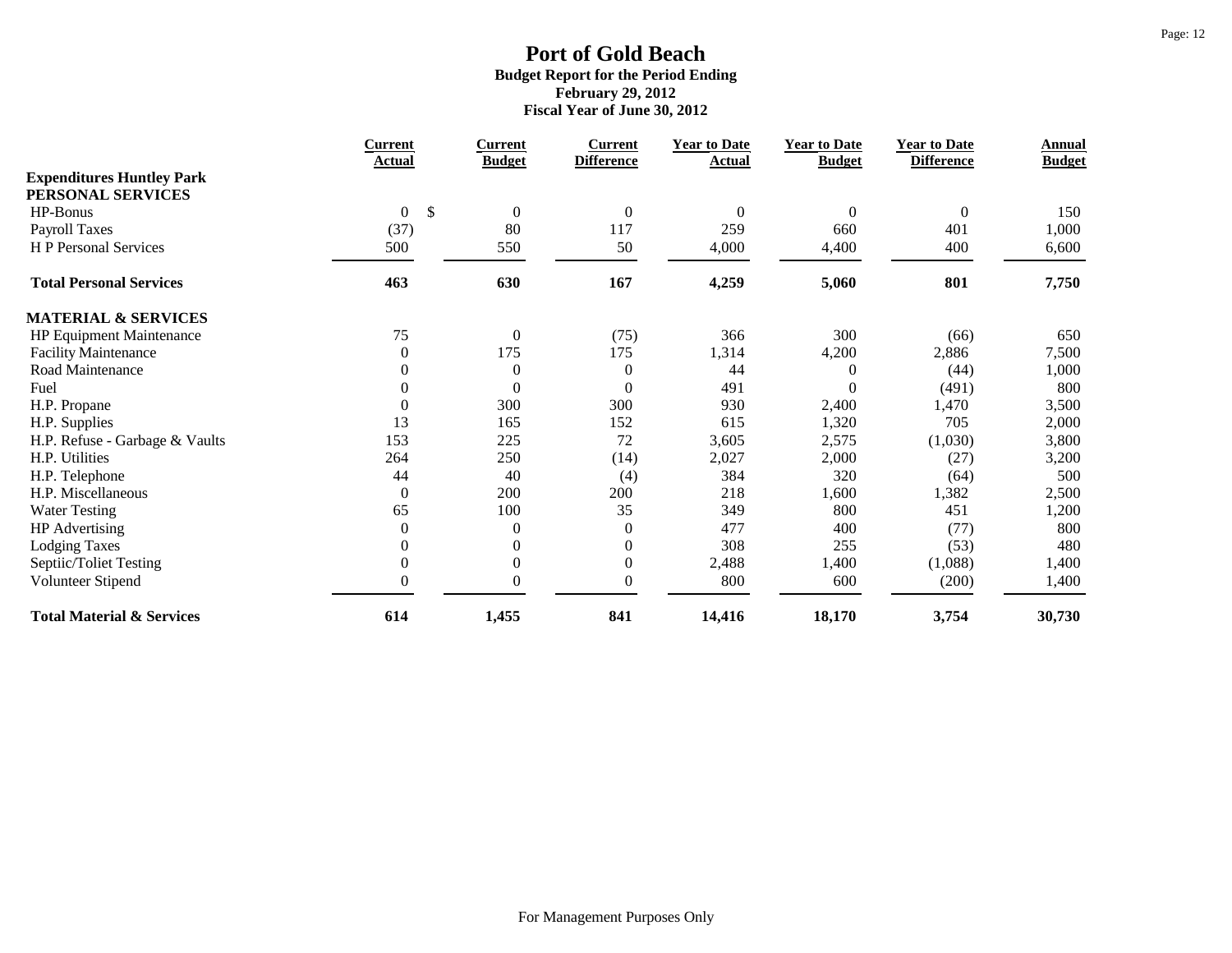# Port of Gold Beach

**Budget Report for the Period Ending**
**February 29, 2012**
**Fiscal Year of June 30, 2012**

| | Current Actual | Current Budget | Current Difference | Year to Date Actual | Year to Date Budget | Year to Date Difference | Annual Budget |
|---|---|---|---|---|---|---|---|
| **Expenditures Huntley Park** | | | | | | | |
| **PERSONAL SERVICES** | | | | | | | |
| HP-Bonus | 0 | $ 0 | 0 | 0 | 0 | 0 | 150 |
| Payroll Taxes | (37) | 80 | 117 | 259 | 660 | 401 | 1,000 |
| H P Personal Services | 500 | 550 | 50 | 4,000 | 4,400 | 400 | 6,600 |
| **Total Personal Services** | **463** | **630** | **167** | **4,259** | **5,060** | **801** | **7,750** |
| **MATERIAL & SERVICES** | | | | | | | |
| HP Equipment Maintenance | 75 | 0 | (75) | 366 | 300 | (66) | 650 |
| Facility Maintenance | 0 | 175 | 175 | 1,314 | 4,200 | 2,886 | 7,500 |
| Road Maintenance | 0 | 0 | 0 | 44 | 0 | (44) | 1,000 |
| Fuel | 0 | 0 | 0 | 491 | 0 | (491) | 800 |
| H.P. Propane | 0 | 300 | 300 | 930 | 2,400 | 1,470 | 3,500 |
| H.P. Supplies | 13 | 165 | 152 | 615 | 1,320 | 705 | 2,000 |
| H.P. Refuse - Garbage & Vaults | 153 | 225 | 72 | 3,605 | 2,575 | (1,030) | 3,800 |
| H.P. Utilities | 264 | 250 | (14) | 2,027 | 2,000 | (27) | 3,200 |
| H.P. Telephone | 44 | 40 | (4) | 384 | 320 | (64) | 500 |
| H.P. Miscellaneous | 0 | 200 | 200 | 218 | 1,600 | 1,382 | 2,500 |
| Water Testing | 65 | 100 | 35 | 349 | 800 | 451 | 1,200 |
| HP Advertising | 0 | 0 | 0 | 477 | 400 | (77) | 800 |
| Lodging Taxes | 0 | 0 | 0 | 308 | 255 | (53) | 480 |
| Septiic/Toliet Testing | 0 | 0 | 0 | 2,488 | 1,400 | (1,088) | 1,400 |
| Volunteer Stipend | 0 | 0 | 0 | 800 | 600 | (200) | 1,400 |
| **Total Material & Services** | **614** | **1,455** | **841** | **14,416** | **18,170** | **3,754** | **30,730** |

For Management Purposes Only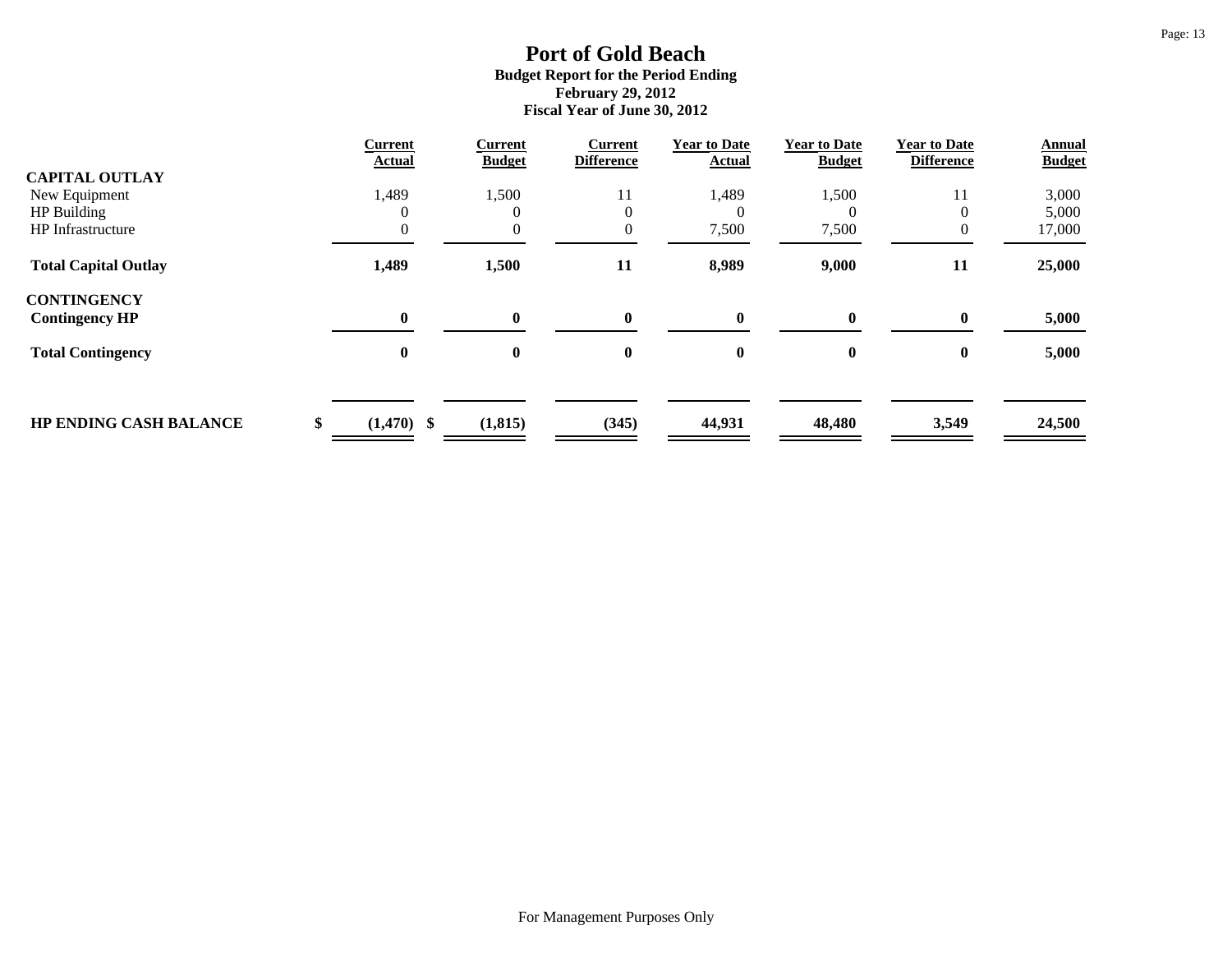# Port of Gold Beach

**Budget Report for the Period Ending**
**February 29, 2012**
**Fiscal Year of June 30, 2012**

| | Current Actual | Current Budget | Current Difference | Year to Date Actual | Year to Date Budget | Year to Date Difference | Annual Budget |
|---|---|---|---|---|---|---|---|
| **CAPITAL OUTLAY** | | | | | | | |
| New Equipment | 1,489 | 1,500 | 11 | 1,489 | 1,500 | 11 | 3,000 |
| HP Building | 0 | 0 | 0 | 0 | 0 | 0 | 5,000 |
| HP Infrastructure | 0 | 0 | 0 | 7,500 | 7,500 | 0 | 17,000 |
| **Total Capital Outlay** | **1,489** | **1,500** | **11** | **8,989** | **9,000** | **11** | **25,000** |
| **CONTINGENCY** | | | | | | | |
| **Contingency HP** | **0** | **0** | **0** | **0** | **0** | **0** | **5,000** |
| **Total Contingency** | **0** | **0** | **0** | **0** | **0** | **0** | **5,000** |
| **HP ENDING CASH BALANCE** | **$ (1,470)** | **$ (1,815)** | **(345)** | **44,931** | **48,480** | **3,549** | **24,500** |

For Management Purposes Only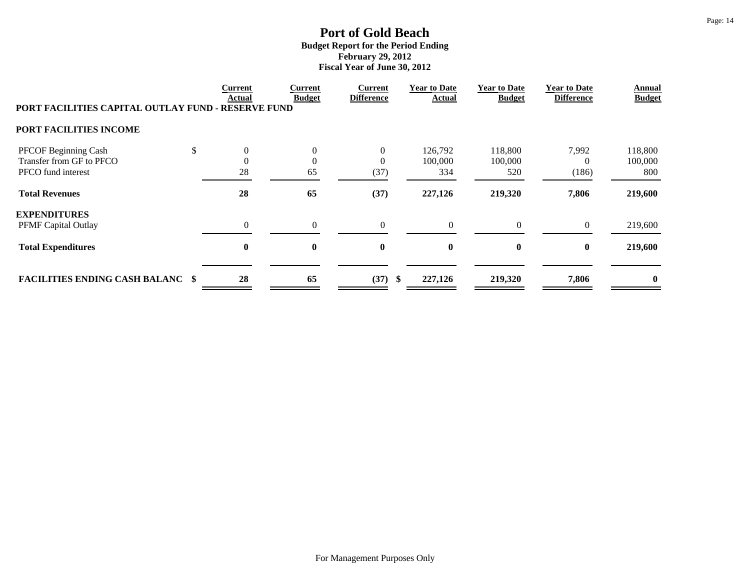# Port of Gold Beach

**Budget Report for the Period Ending**
**February 29, 2012**
**Fiscal Year of June 30, 2012**

| | Current Actual | Current Budget | Current Difference | Year to Date Actual | Year to Date Budget | Year to Date Difference | Annual Budget |
|---|---|---|---|---|---|---|---|
| **PORT FACILITIES CAPITAL OUTLAY FUND - RESERVE FUND** | | | | | | | |
| **PORT FACILITIES INCOME** | | | | | | | |
| PFCOF Beginning Cash | $ 0 | 0 | 0 | 126,792 | 118,800 | 7,992 | 118,800 |
| Transfer from GF to PFCO | 0 | 0 | 0 | 100,000 | 100,000 | 0 | 100,000 |
| PFCO fund interest | 28 | 65 | (37) | 334 | 520 | (186) | 800 |
| **Total Revenues** | **28** | **65** | **(37)** | **227,126** | **219,320** | **7,806** | **219,600** |
| **EXPENDITURES** | | | | | | | |
| PFMF Capital Outlay | 0 | 0 | 0 | 0 | 0 | 0 | 219,600 |
| **Total Expenditures** | **0** | **0** | **0** | **0** | **0** | **0** | **219,600** |
| **FACILITIES ENDING CASH BALANC** | **$ 28** | **65** | **(37)** | **$ 227,126** | **219,320** | **7,806** | **0** |

For Management Purposes Only